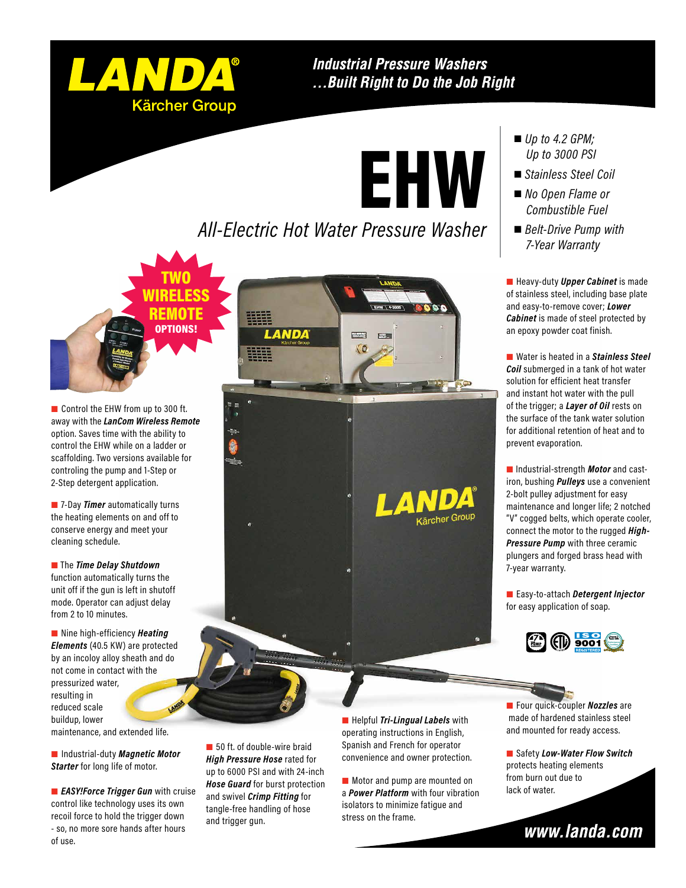# LANDA®

Kärcher Group

***Industrial Pressure Washers***
***...Built Right to Do the Job Right***

# EHW

## *All-Electric Hot Water Pressure Washer*

- *Up to 4.2 GPM; Up to 3000 PSI*
- *Stainless Steel Coil*
- *No Open Flame or Combustible Fuel*
- *Belt-Drive Pump with 7-Year Warranty*

**TWO WIRELESS REMOTE OPTIONS!**

- Control the EHW from up to 300 ft. away with the ***LanCom Wireless Remote*** option. Saves time with the ability to control the EHW while on a ladder or scaffolding. Two versions available for controling the pump and 1-Step or 2-Step detergent application.

- 7-Day ***Timer*** automatically turns the heating elements on and off to conserve energy and meet your cleaning schedule.

- The ***Time Delay Shutdown*** function automatically turns the unit off if the gun is left in shutoff mode. Operator can adjust delay from 2 to 10 minutes.

- Nine high-efficiency ***Heating Elements*** (40.5 KW) are protected by an incoloy alloy sheath and do not come in contact with the pressurized water, resulting in reduced scale buildup, lower maintenance, and extended life.

- Industrial-duty ***Magnetic Motor Starter*** for long life of motor.

- ***EASY!Force Trigger Gun*** with cruise control like technology uses its own recoil force to hold the trigger down - so, no more sore hands after hours of use.

- 50 ft. of double-wire braid ***High Pressure Hose*** rated for up to 6000 PSI and with 24-inch ***Hose Guard*** for burst protection and swivel ***Crimp Fitting*** for tangle-free handling of hose and trigger gun.

- Helpful ***Tri-Lingual Labels*** with operating instructions in English, Spanish and French for operator convenience and owner protection.

- Motor and pump are mounted on a ***Power Platform*** with four vibration isolators to minimize fatigue and stress on the frame.

- Heavy-duty ***Upper Cabinet*** is made of stainless steel, including base plate and easy-to-remove cover; ***Lower Cabinet*** is made of steel protected by an epoxy powder coat finish.

- Water is heated in a ***Stainless Steel Coil*** submerged in a tank of hot water solution for efficient heat transfer and instant hot water with the pull of the trigger; a ***Layer of Oil*** rests on the surface of the tank water solution for additional retention of heat and to prevent evaporation.

- Industrial-strength ***Motor*** and cast-iron, bushing ***Pulleys*** use a convenient 2-bolt pulley adjustment for easy maintenance and longer life; 2 notched "V" cogged belts, which operate cooler, connect the motor to the rugged ***High-Pressure Pump*** with three ceramic plungers and forged brass head with 7-year warranty.

- Easy-to-attach ***Detergent Injector*** for easy application of soap.

- Four quick-coupler ***Nozzles*** are made of hardened stainless steel and mounted for ready access.

- Safety ***Low-Water Flow Switch*** protects heating elements from burn out due to lack of water.

***www.landa.com***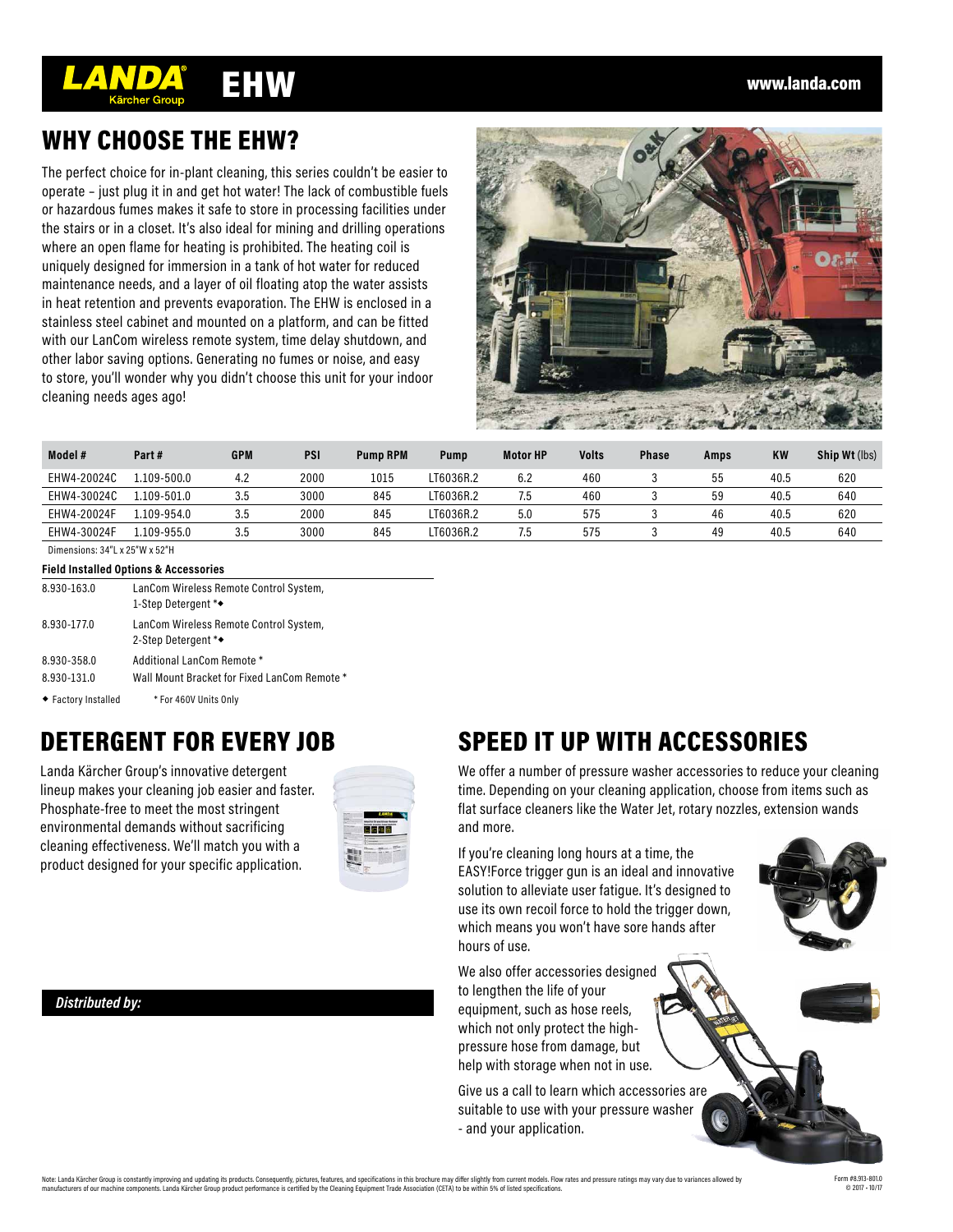# EHW

## WHY CHOOSE THE EHW?

The perfect choice for in-plant cleaning, this series couldn't be easier to operate – just plug it in and get hot water! The lack of combustible fuels or hazardous fumes makes it safe to store in processing facilities under the stairs or in a closet. It's also ideal for mining and drilling operations where an open flame for heating is prohibited. The heating coil is uniquely designed for immersion in a tank of hot water for reduced maintenance needs, and a layer of oil floating atop the water assists in heat retention and prevents evaporation. The EHW is enclosed in a stainless steel cabinet and mounted on a platform, and can be fitted with our LanCom wireless remote system, time delay shutdown, and other labor saving options. Generating no fumes or noise, and easy to store, you'll wonder why you didn't choose this unit for your indoor cleaning needs ages ago!

| Model # | Part # | GPM | PSI | Pump RPM | Pump | Motor HP | Volts | Phase | Amps | KW | Ship Wt (lbs) |
|---|---|---|---|---|---|---|---|---|---|---|---|
| EHW4-20024C | 1.109-500.0 | 4.2 | 2000 | 1015 | LT6036R.2 | 6.2 | 460 | 3 | 55 | 40.5 | 620 |
| EHW4-30024C | 1.109-501.0 | 3.5 | 3000 | 845 | LT6036R.2 | 7.5 | 460 | 3 | 59 | 40.5 | 640 |
| EHW4-20024F | 1.109-954.0 | 3.5 | 2000 | 845 | LT6036R.2 | 5.0 | 575 | 3 | 46 | 40.5 | 620 |
| EHW4-30024F | 1.109-955.0 | 3.5 | 3000 | 845 | LT6036R.2 | 7.5 | 575 | 3 | 49 | 40.5 | 640 |

Dimensions: 34"L x 25"W x 52"H

**Field Installed Options & Accessories**

| | |
|---|---|
| 8.930-163.0 | LanCom Wireless Remote Control System, 1-Step Detergent *◆ |
| 8.930-177.0 | LanCom Wireless Remote Control System, 2-Step Detergent *◆ |
| 8.930-358.0 | Additional LanCom Remote * |
| 8.930-131.0 | Wall Mount Bracket for Fixed LanCom Remote * |

◆ Factory Installed    * For 460V Units Only

## DETERGENT FOR EVERY JOB

Landa Kärcher Group's innovative detergent lineup makes your cleaning job easier and faster. Phosphate-free to meet the most stringent environmental demands without sacrificing cleaning effectiveness. We'll match you with a product designed for your specific application.

***Distributed by:***

## SPEED IT UP WITH ACCESSORIES

We offer a number of pressure washer accessories to reduce your cleaning time. Depending on your cleaning application, choose from items such as flat surface cleaners like the Water Jet, rotary nozzles, extension wands and more.

If you're cleaning long hours at a time, the EASY!Force trigger gun is an ideal and innovative solution to alleviate user fatigue. It's designed to use its own recoil force to hold the trigger down, which means you won't have sore hands after hours of use.

We also offer accessories designed to lengthen the life of your equipment, such as hose reels, which not only protect the high-pressure hose from damage, but help with storage when not in use.

Give us a call to learn which accessories are suitable to use with your pressure washer - and your application.

Note: Landa Kärcher Group is constantly improving and updating its products. Consequently, pictures, features, and specifications in this brochure may differ slightly from current models. Flow rates and pressure ratings may vary due to variances allowed by manufacturers of our machine components. Landa Kärcher Group product performance is certified by the Cleaning Equipment Trade Association (CETA) to be within 5% of listed specifications.

Form #8.913-801.0
© 2017 • 10/17